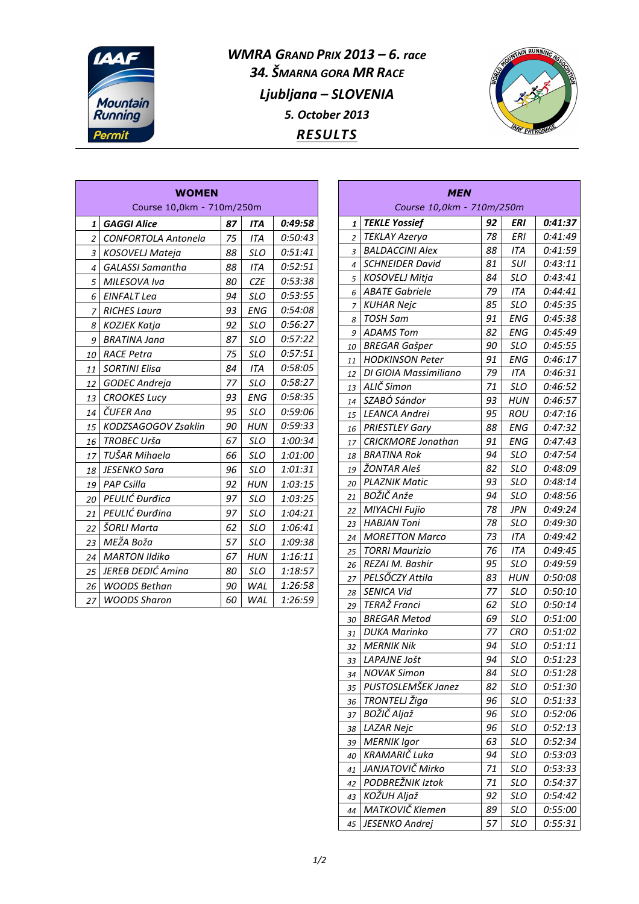# WMRA GRAND PRIX 2013 – 6. race

## 34. ŠMARNA GORA MR RACE

## Ljubljana – SLOVENIA

### 5. October 2013

### RESULTS

| WOMEN | | | | |
|---|---|---|---|---|
| Course 10,0km - 710m/250m | | | | |
| 1 | **GAGGI Alice** | **87** | **ITA** | **0:49:58** |
| 2 | CONFORTOLA Antonela | 75 | ITA | 0:50:43 |
| 3 | KOSOVELJ Mateja | 88 | SLO | 0:51:41 |
| 4 | GALASSI Samantha | 88 | ITA | 0:52:51 |
| 5 | MILESOVA Iva | 80 | CZE | 0:53:38 |
| 6 | EINFALT Lea | 94 | SLO | 0:53:55 |
| 7 | RICHES Laura | 93 | ENG | 0:54:08 |
| 8 | KOZJEK Katja | 92 | SLO | 0:56:27 |
| 9 | BRATINA Jana | 87 | SLO | 0:57:22 |
| 10 | RACE Petra | 75 | SLO | 0:57:51 |
| 11 | SORTINI Elisa | 84 | ITA | 0:58:05 |
| 12 | GODEC Andreja | 77 | SLO | 0:58:27 |
| 13 | CROOKES Lucy | 93 | ENG | 0:58:35 |
| 14 | ČUFER Ana | 95 | SLO | 0:59:06 |
| 15 | KODZSAGOGOV Zsaklin | 90 | HUN | 0:59:33 |
| 16 | TROBEC Urša | 67 | SLO | 1:00:34 |
| 17 | TUŠAR Mihaela | 66 | SLO | 1:01:00 |
| 18 | JESENKO Sara | 96 | SLO | 1:01:31 |
| 19 | PAP Csilla | 92 | HUN | 1:03:15 |
| 20 | PEULIĆ Đurđica | 97 | SLO | 1:03:25 |
| 21 | PEULIĆ Đurđina | 97 | SLO | 1:04:21 |
| 22 | ŠORLI Marta | 62 | SLO | 1:06:41 |
| 23 | MEŽA Boža | 57 | SLO | 1:09:38 |
| 24 | MARTON Ildiko | 67 | HUN | 1:16:11 |
| 25 | JEREB DEDIĆ Amina | 80 | SLO | 1:18:57 |
| 26 | WOODS Bethan | 90 | WAL | 1:26:58 |
| 27 | WOODS Sharon | 60 | WAL | 1:26:59 |

| MEN | | | | |
|---|---|---|---|---|
| Course 10,0km - 710m/250m | | | | |
| 1 | **TEKLE Yossief** | **92** | **ERI** | **0:41:37** |
| 2 | TEKLAY Azerya | 78 | ERI | 0:41:49 |
| 3 | BALDACCINI Alex | 88 | ITA | 0:41:59 |
| 4 | SCHNEIDER David | 81 | SUI | 0:43:11 |
| 5 | KOSOVELJ Mitja | 84 | SLO | 0:43:41 |
| 6 | ABATE Gabriele | 79 | ITA | 0:44:41 |
| 7 | KUHAR Nejc | 85 | SLO | 0:45:35 |
| 8 | TOSH Sam | 91 | ENG | 0:45:38 |
| 9 | ADAMS Tom | 82 | ENG | 0:45:49 |
| 10 | BREGAR Gašper | 90 | SLO | 0:45:55 |
| 11 | HODKINSON Peter | 91 | ENG | 0:46:17 |
| 12 | DI GIOIA Massimiliano | 79 | ITA | 0:46:31 |
| 13 | ALIČ Simon | 71 | SLO | 0:46:52 |
| 14 | SZABÓ Sándor | 93 | HUN | 0:46:57 |
| 15 | LEANCA Andrei | 95 | ROU | 0:47:16 |
| 16 | PRIESTLEY Gary | 88 | ENG | 0:47:32 |
| 17 | CRICKMORE Jonathan | 91 | ENG | 0:47:43 |
| 18 | BRATINA Rok | 94 | SLO | 0:47:54 |
| 19 | ŽONTAR Aleš | 82 | SLO | 0:48:09 |
| 20 | PLAZNIK Matic | 93 | SLO | 0:48:14 |
| 21 | BOŽIČ Anže | 94 | SLO | 0:48:56 |
| 22 | MIYACHI Fujio | 78 | JPN | 0:49:24 |
| 23 | HABJAN Toni | 78 | SLO | 0:49:30 |
| 24 | MORETTON Marco | 73 | ITA | 0:49:42 |
| 25 | TORRI Maurizio | 76 | ITA | 0:49:45 |
| 26 | REZAI M. Bashir | 95 | SLO | 0:49:59 |
| 27 | PELSŐCZY Attila | 83 | HUN | 0:50:08 |
| 28 | SENICA Vid | 77 | SLO | 0:50:10 |
| 29 | TERAŽ Franci | 62 | SLO | 0:50:14 |
| 30 | BREGAR Metod | 69 | SLO | 0:51:00 |
| 31 | DUKA Marinko | 77 | CRO | 0:51:02 |
| 32 | MERNIK Nik | 94 | SLO | 0:51:11 |
| 33 | LAPAJNE Jošt | 94 | SLO | 0:51:23 |
| 34 | NOVAK Simon | 84 | SLO | 0:51:28 |
| 35 | PUSTOSLEMŠEK Janez | 82 | SLO | 0:51:30 |
| 36 | TRONTELJ Žiga | 96 | SLO | 0:51:33 |
| 37 | BOŽIČ Aljaž | 96 | SLO | 0:52:06 |
| 38 | LAZAR Nejc | 96 | SLO | 0:52:13 |
| 39 | MERNIK Igor | 63 | SLO | 0:52:34 |
| 40 | KRAMARIČ Luka | 94 | SLO | 0:53:03 |
| 41 | JANJATOVIČ Mirko | 71 | SLO | 0:53:33 |
| 42 | PODBREŽNIK Iztok | 71 | SLO | 0:54:37 |
| 43 | KOŽUH Aljaž | 92 | SLO | 0:54:42 |
| 44 | MATKOVIČ Klemen | 89 | SLO | 0:55:00 |
| 45 | JESENKO Andrej | 57 | SLO | 0:55:31 |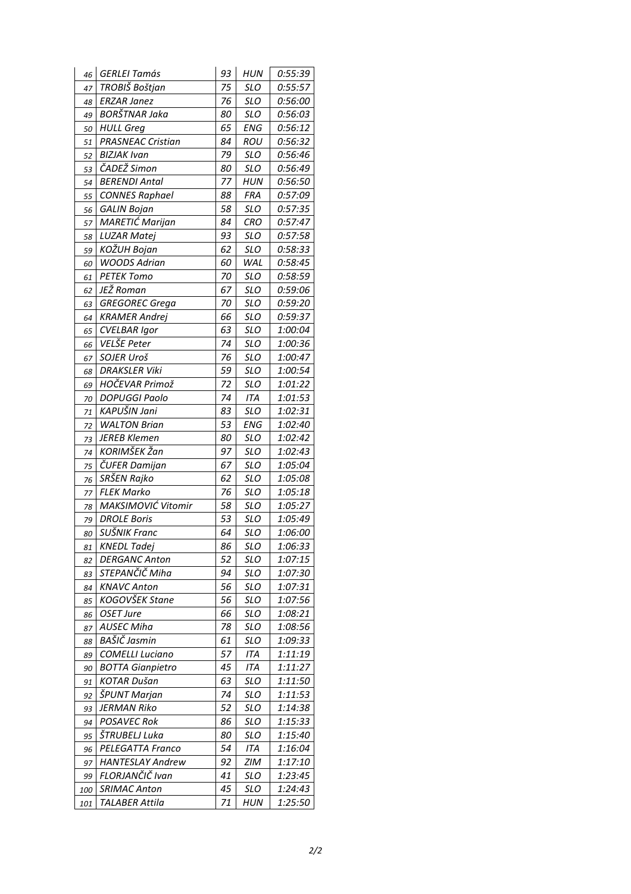| | | | | |
|---|---|---|---|---|
| 46 | GERLEI Tamás | 93 | HUN | 0:55:39 |
| 47 | TROBIŠ Boštjan | 75 | SLO | 0:55:57 |
| 48 | ERZAR Janez | 76 | SLO | 0:56:00 |
| 49 | BORŠTNAR Jaka | 80 | SLO | 0:56:03 |
| 50 | HULL Greg | 65 | ENG | 0:56:12 |
| 51 | PRASNEAC Cristian | 84 | ROU | 0:56:32 |
| 52 | BIZJAK Ivan | 79 | SLO | 0:56:46 |
| 53 | ČADEŽ Simon | 80 | SLO | 0:56:49 |
| 54 | BERENDI Antal | 77 | HUN | 0:56:50 |
| 55 | CONNES Raphael | 88 | FRA | 0:57:09 |
| 56 | GALIN Bojan | 58 | SLO | 0:57:35 |
| 57 | MARETIĆ Marijan | 84 | CRO | 0:57:47 |
| 58 | LUZAR Matej | 93 | SLO | 0:57:58 |
| 59 | KOŽUH Bojan | 62 | SLO | 0:58:33 |
| 60 | WOODS Adrian | 60 | WAL | 0:58:45 |
| 61 | PETEK Tomo | 70 | SLO | 0:58:59 |
| 62 | JEŽ Roman | 67 | SLO | 0:59:06 |
| 63 | GREGOREC Grega | 70 | SLO | 0:59:20 |
| 64 | KRAMER Andrej | 66 | SLO | 0:59:37 |
| 65 | CVELBAR Igor | 63 | SLO | 1:00:04 |
| 66 | VELŠE Peter | 74 | SLO | 1:00:36 |
| 67 | SOJER Uroš | 76 | SLO | 1:00:47 |
| 68 | DRAKSLER Viki | 59 | SLO | 1:00:54 |
| 69 | HOČEVAR Primož | 72 | SLO | 1:01:22 |
| 70 | DOPUGGI Paolo | 74 | ITA | 1:01:53 |
| 71 | KAPUŠIN Jani | 83 | SLO | 1:02:31 |
| 72 | WALTON Brian | 53 | ENG | 1:02:40 |
| 73 | JEREB Klemen | 80 | SLO | 1:02:42 |
| 74 | KORIMŠEK Žan | 97 | SLO | 1:02:43 |
| 75 | ČUFER Damijan | 67 | SLO | 1:05:04 |
| 76 | SRŠEN Rajko | 62 | SLO | 1:05:08 |
| 77 | FLEK Marko | 76 | SLO | 1:05:18 |
| 78 | MAKSIMOVIĆ Vitomir | 58 | SLO | 1:05:27 |
| 79 | DROLE Boris | 53 | SLO | 1:05:49 |
| 80 | SUŠNIK Franc | 64 | SLO | 1:06:00 |
| 81 | KNEDL Tadej | 86 | SLO | 1:06:33 |
| 82 | DERGANC Anton | 52 | SLO | 1:07:15 |
| 83 | STEPANČIČ Miha | 94 | SLO | 1:07:30 |
| 84 | KNAVC Anton | 56 | SLO | 1:07:31 |
| 85 | KOGOVŠEK Stane | 56 | SLO | 1:07:56 |
| 86 | OSET Jure | 66 | SLO | 1:08:21 |
| 87 | AUSEC Miha | 78 | SLO | 1:08:56 |
| 88 | BAŠIČ Jasmin | 61 | SLO | 1:09:33 |
| 89 | COMELLI Luciano | 57 | ITA | 1:11:19 |
| 90 | BOTTA Gianpietro | 45 | ITA | 1:11:27 |
| 91 | KOTAR Dušan | 63 | SLO | 1:11:50 |
| 92 | ŠPUNT Marjan | 74 | SLO | 1:11:53 |
| 93 | JERMAN Riko | 52 | SLO | 1:14:38 |
| 94 | POSAVEC Rok | 86 | SLO | 1:15:33 |
| 95 | ŠTRUBELJ Luka | 80 | SLO | 1:15:40 |
| 96 | PELEGATTA Franco | 54 | ITA | 1:16:04 |
| 97 | HANTESLAY Andrew | 92 | ZIM | 1:17:10 |
| 99 | FLORJANČIČ Ivan | 41 | SLO | 1:23:45 |
| 100 | SRIMAC Anton | 45 | SLO | 1:24:43 |
| 101 | TALABER Attila | 71 | HUN | 1:25:50 |